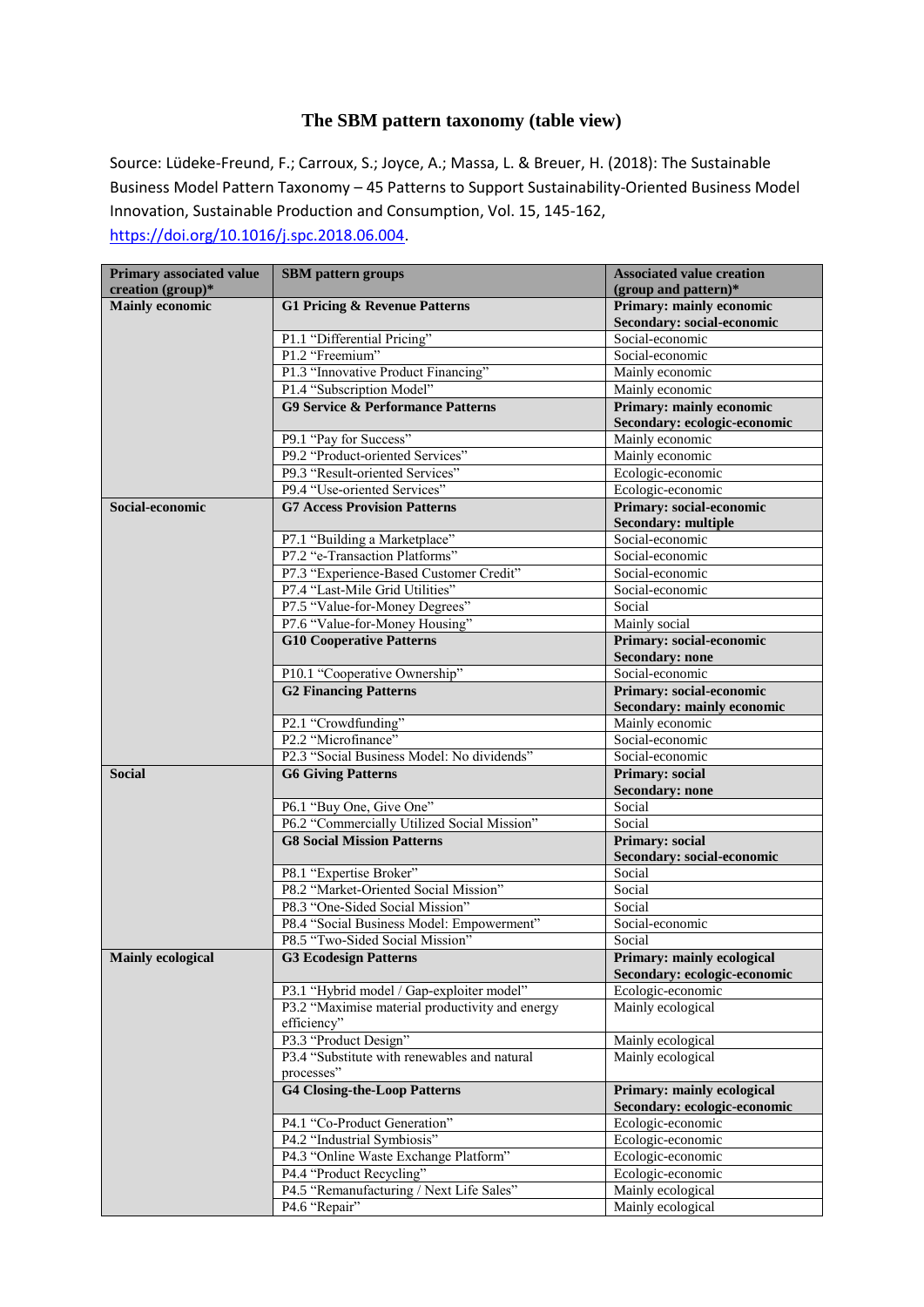# The SBM pattern taxonomy (table view)

Source: Lüdeke-Freund, F.; Carroux, S.; Joyce, A.; Massa, L. & Breuer, H. (2018): The Sustainable Business Model Pattern Taxonomy – 45 Patterns to Support Sustainability-Oriented Business Model Innovation, Sustainable Production and Consumption, Vol. 15, 145-162, https://doi.org/10.1016/j.spc.2018.06.004.

| Primary associated value creation (group)* | SBM pattern groups | Associated value creation (group and pattern)* |
|---|---|---|
| **Mainly economic** | **G1 Pricing & Revenue Patterns** | **Primary: mainly economic Secondary: social-economic** |
| | P1.1 "Differential Pricing" | Social-economic |
| | P1.2 "Freemium" | Social-economic |
| | P1.3 "Innovative Product Financing" | Mainly economic |
| | P1.4 "Subscription Model" | Mainly economic |
| | **G9 Service & Performance Patterns** | **Primary: mainly economic Secondary: ecologic-economic** |
| | P9.1 "Pay for Success" | Mainly economic |
| | P9.2 "Product-oriented Services" | Mainly economic |
| | P9.3 "Result-oriented Services" | Ecologic-economic |
| | P9.4 "Use-oriented Services" | Ecologic-economic |
| **Social-economic** | **G7 Access Provision Patterns** | **Primary: social-economic Secondary: multiple** |
| | P7.1 "Building a Marketplace" | Social-economic |
| | P7.2 "e-Transaction Platforms" | Social-economic |
| | P7.3 "Experience-Based Customer Credit" | Social-economic |
| | P7.4 "Last-Mile Grid Utilities" | Social-economic |
| | P7.5 "Value-for-Money Degrees" | Social |
| | P7.6 "Value-for-Money Housing" | Mainly social |
| | **G10 Cooperative Patterns** | **Primary: social-economic Secondary: none** |
| | P10.1 "Cooperative Ownership" | Social-economic |
| | **G2 Financing Patterns** | **Primary: social-economic Secondary: mainly economic** |
| | P2.1 "Crowdfunding" | Mainly economic |
| | P2.2 "Microfinance" | Social-economic |
| | P2.3 "Social Business Model: No dividends" | Social-economic |
| **Social** | **G6 Giving Patterns** | **Primary: social Secondary: none** |
| | P6.1 "Buy One, Give One" | Social |
| | P6.2 "Commercially Utilized Social Mission" | Social |
| | **G8 Social Mission Patterns** | **Primary: social Secondary: social-economic** |
| | P8.1 "Expertise Broker" | Social |
| | P8.2 "Market-Oriented Social Mission" | Social |
| | P8.3 "One-Sided Social Mission" | Social |
| | P8.4 "Social Business Model: Empowerment" | Social-economic |
| | P8.5 "Two-Sided Social Mission" | Social |
| **Mainly ecological** | **G3 Ecodesign Patterns** | **Primary: mainly ecological Secondary: ecologic-economic** |
| | P3.1 "Hybrid model / Gap-exploiter model" | Ecologic-economic |
| | P3.2 "Maximise material productivity and energy efficiency" | Mainly ecological |
| | P3.3 "Product Design" | Mainly ecological |
| | P3.4 "Substitute with renewables and natural processes" | Mainly ecological |
| | **G4 Closing-the-Loop Patterns** | **Primary: mainly ecological Secondary: ecologic-economic** |
| | P4.1 "Co-Product Generation" | Ecologic-economic |
| | P4.2 "Industrial Symbiosis" | Ecologic-economic |
| | P4.3 "Online Waste Exchange Platform" | Ecologic-economic |
| | P4.4 "Product Recycling" | Ecologic-economic |
| | P4.5 "Remanufacturing / Next Life Sales" | Mainly ecological |
| | P4.6 "Repair" | Mainly ecological |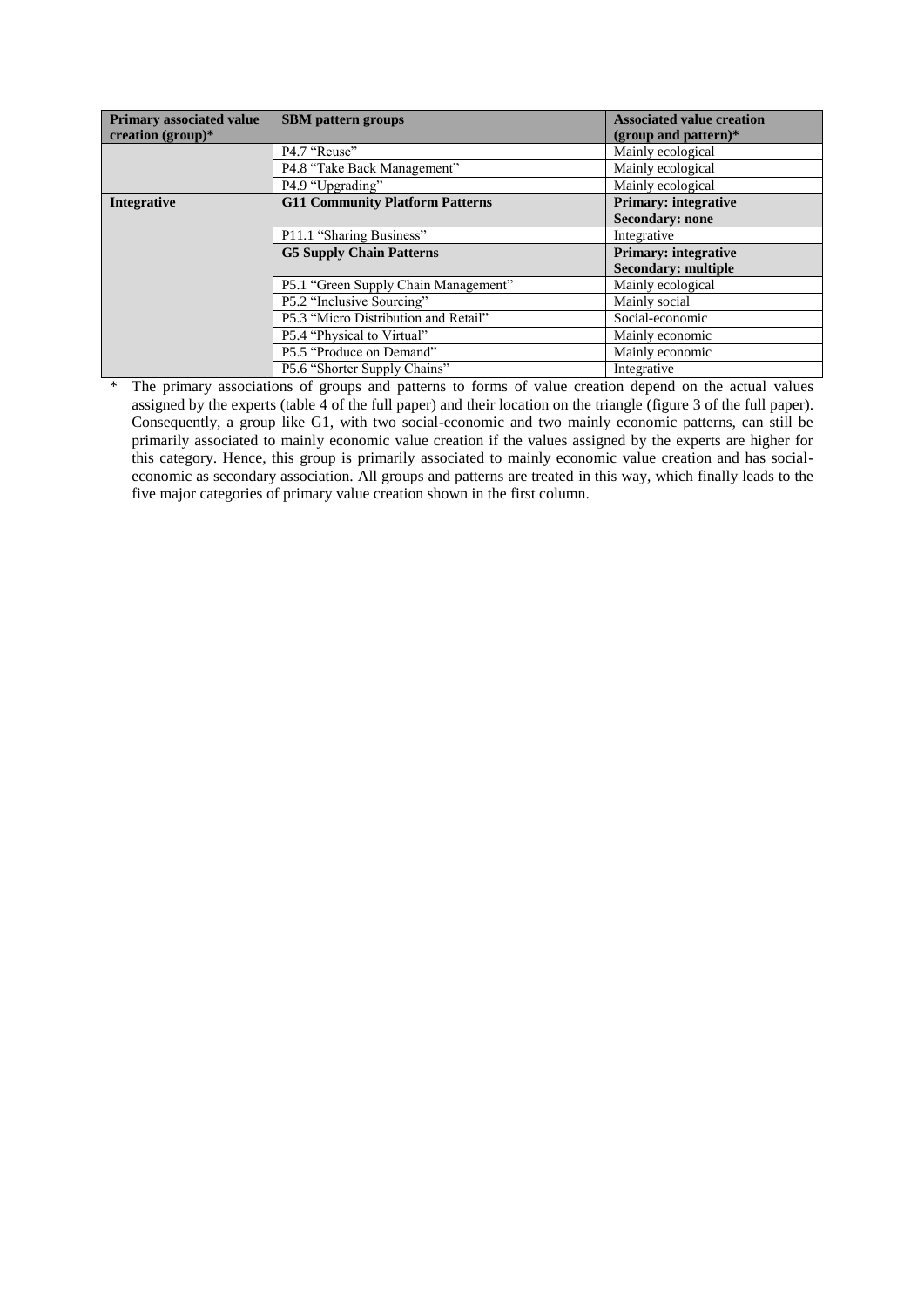| **Primary associated value creation (group)*** | **SBM pattern groups** | **Associated value creation (group and pattern)*** |
|---|---|---|
| | P4.7 "Reuse" | Mainly ecological |
| | P4.8 "Take Back Management" | Mainly ecological |
| | P4.9 "Upgrading" | Mainly ecological |
| **Integrative** | **G11 Community Platform Patterns** | **Primary: integrative Secondary: none** |
| | P11.1 "Sharing Business" | Integrative |
| | **G5 Supply Chain Patterns** | **Primary: integrative Secondary: multiple** |
| | P5.1 "Green Supply Chain Management" | Mainly ecological |
| | P5.2 "Inclusive Sourcing" | Mainly social |
| | P5.3 "Micro Distribution and Retail" | Social-economic |
| | P5.4 "Physical to Virtual" | Mainly economic |
| | P5.5 "Produce on Demand" | Mainly economic |
| | P5.6 "Shorter Supply Chains" | Integrative |

\* The primary associations of groups and patterns to forms of value creation depend on the actual values assigned by the experts (table 4 of the full paper) and their location on the triangle (figure 3 of the full paper). Consequently, a group like G1, with two social-economic and two mainly economic patterns, can still be primarily associated to mainly economic value creation if the values assigned by the experts are higher for this category. Hence, this group is primarily associated to mainly economic value creation and has social-economic as secondary association. All groups and patterns are treated in this way, which finally leads to the five major categories of primary value creation shown in the first column.